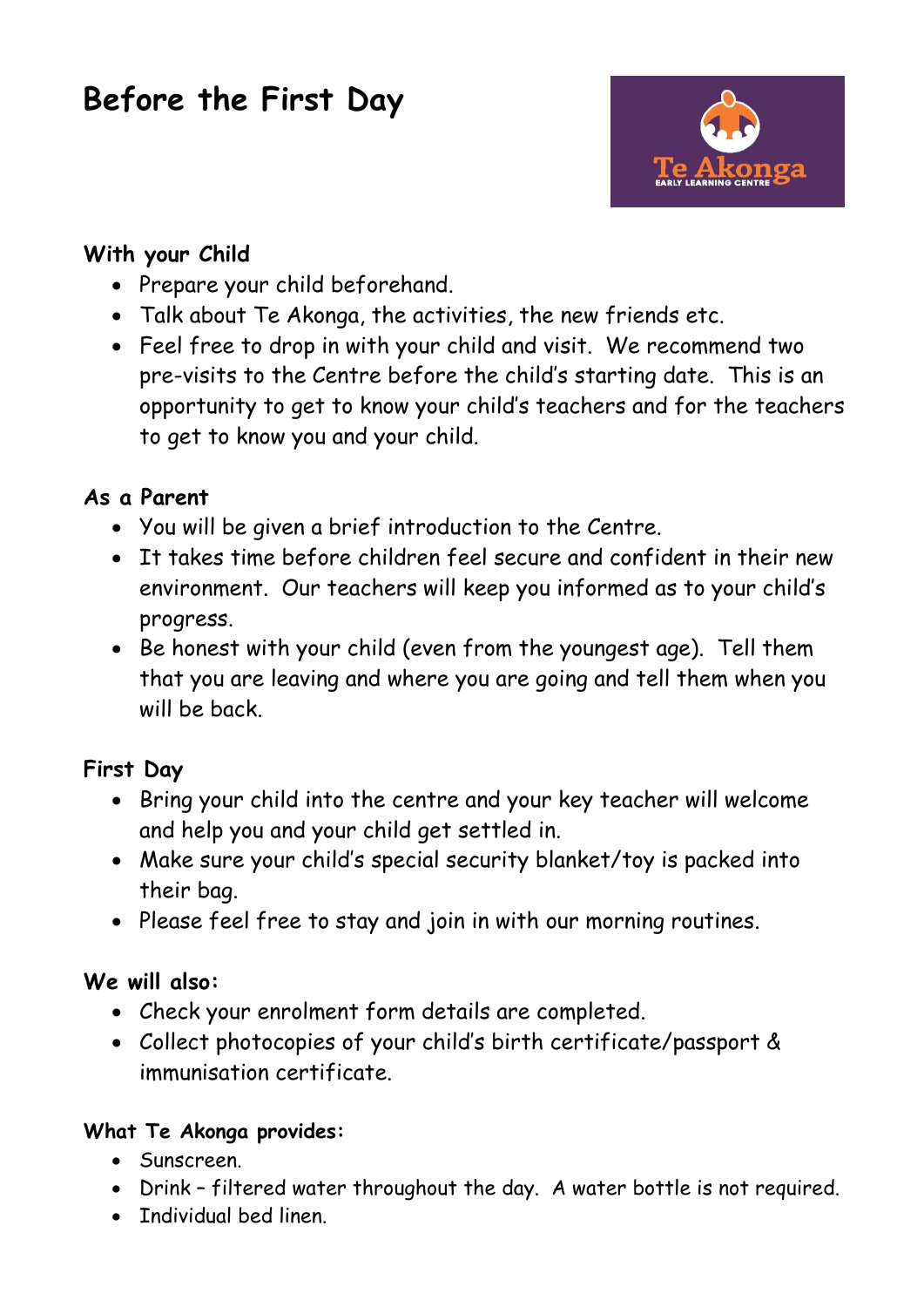# Before the First Day

### With your Child

- Prepare your child beforehand.
- Talk about Te Akonga, the activities, the new friends etc.
- Feel free to drop in with your child and visit. We recommend two pre-visits to the Centre before the child's starting date. This is an opportunity to get to know your child's teachers and for the teachers to get to know you and your child.

### As a Parent

- You will be given a brief introduction to the Centre.
- It takes time before children feel secure and confident in their new environment. Our teachers will keep you informed as to your child's progress.
- Be honest with your child (even from the youngest age). Tell them that you are leaving and where you are going and tell them when you will be back.

### First Day

- Bring your child into the centre and your key teacher will welcome and help you and your child get settled in.
- Make sure your child's special security blanket/toy is packed into their bag.
- Please feel free to stay and join in with our morning routines.

### We will also:

- Check your enrolment form details are completed.
- Collect photocopies of your child's birth certificate/passport & immunisation certificate.

### What Te Akonga provides:

- Sunscreen.
- Drink – filtered water throughout the day. A water bottle is not required.
- Individual bed linen.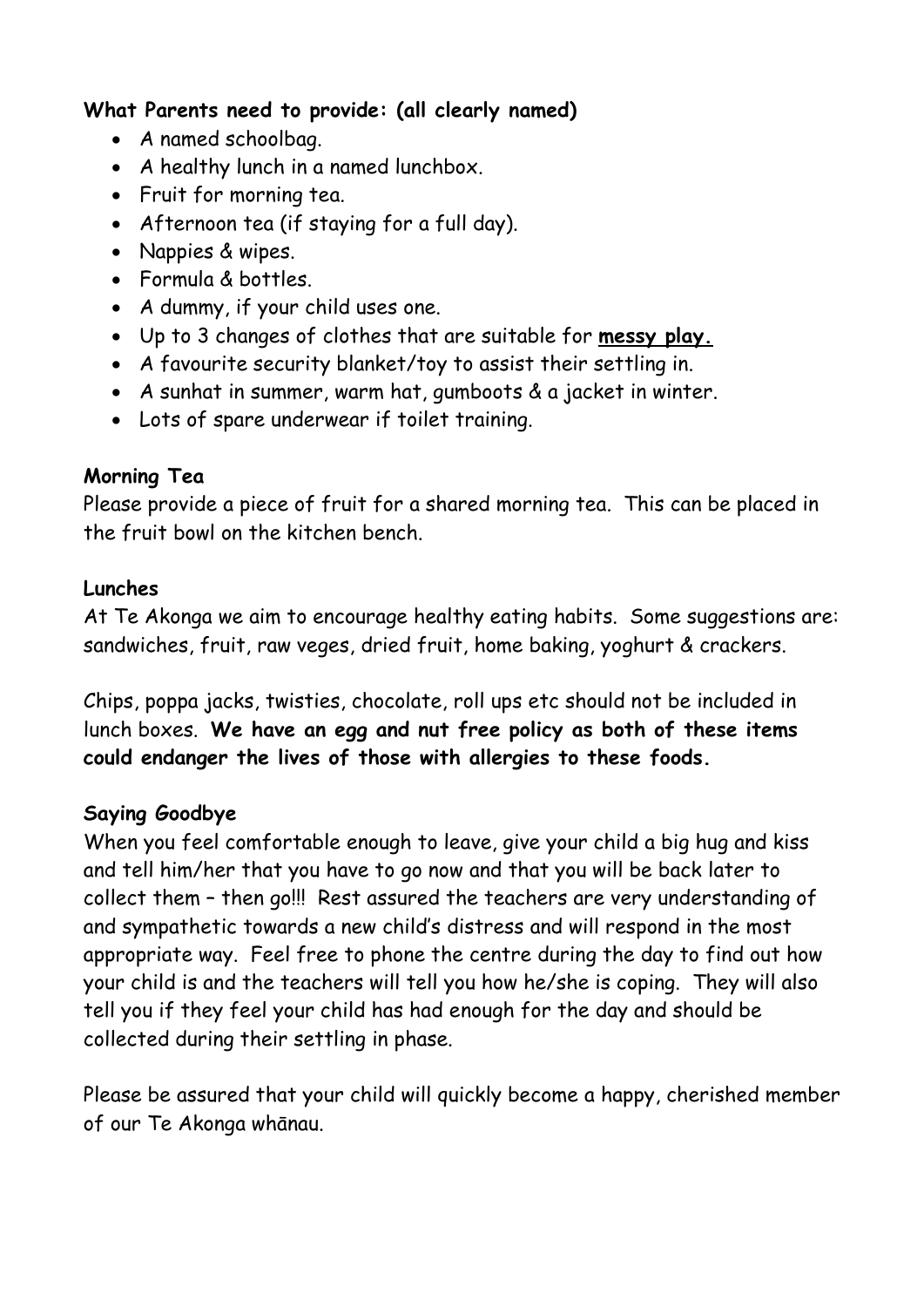**What Parents need to provide: (all clearly named)**

- A named schoolbag.
- A healthy lunch in a named lunchbox.
- Fruit for morning tea.
- Afternoon tea (if staying for a full day).
- Nappies & wipes.
- Formula & bottles.
- A dummy, if your child uses one.
- Up to 3 changes of clothes that are suitable for **messy play.**
- A favourite security blanket/toy to assist their settling in.
- A sunhat in summer, warm hat, gumboots & a jacket in winter.
- Lots of spare underwear if toilet training.

**Morning Tea**

Please provide a piece of fruit for a shared morning tea. This can be placed in the fruit bowl on the kitchen bench.

**Lunches**

At Te Akonga we aim to encourage healthy eating habits. Some suggestions are: sandwiches, fruit, raw veges, dried fruit, home baking, yoghurt & crackers.

Chips, poppa jacks, twisties, chocolate, roll ups etc should not be included in lunch boxes. **We have an egg and nut free policy as both of these items could endanger the lives of those with allergies to these foods.**

**Saying Goodbye**

When you feel comfortable enough to leave, give your child a big hug and kiss and tell him/her that you have to go now and that you will be back later to collect them – then go!!! Rest assured the teachers are very understanding of and sympathetic towards a new child's distress and will respond in the most appropriate way. Feel free to phone the centre during the day to find out how your child is and the teachers will tell you how he/she is coping. They will also tell you if they feel your child has had enough for the day and should be collected during their settling in phase.

Please be assured that your child will quickly become a happy, cherished member of our Te Akonga whānau.